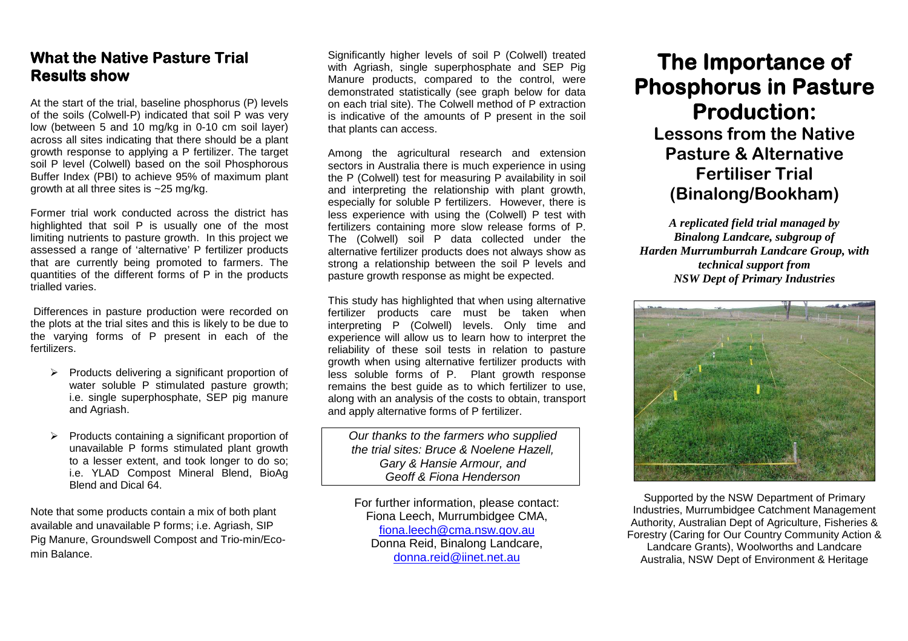## What the Native Pasture Trial Results show

At the start of the trial, baseline phosphorus (P) levels of the soils (Colwell-P) indicated that soil P was very low (between 5 and 10 mg/kg in 0-10 cm soil layer) across all sites indicating that there should be a plant growth response to applying a P fertilizer. The target soil P level (Colwell) based on the soil Phosphorous Buffer Index (PBI) to achieve 95% of maximum plant growth at all three sites is ~25 mg/kg.

Former trial work conducted across the district has highlighted that soil P is usually one of the most limiting nutrients to pasture growth. In this project we assessed a range of 'alternative' P fertilizer products that are currently being promoted to farmers. The quantities of the different forms of P in the products trialled varies.

Differences in pasture production were recorded on the plots at the trial sites and this is likely to be due to the varying forms of P present in each of the fertilizers.

- Products delivering a significant proportion of water soluble P stimulated pasture growth; i.e. single superphosphate, SEP pig manure and Agriash.
- Products containing a significant proportion of unavailable P forms stimulated plant growth to a lesser extent, and took longer to do so; i.e. YLAD Compost Mineral Blend, BioAg Blend and Dical 64.

Note that some products contain a mix of both plant available and unavailable P forms; i.e. Agriash, SIP Pig Manure, Groundswell Compost and Trio-min/Eco-min Balance.

Significantly higher levels of soil P (Colwell) treated with Agriash, single superphosphate and SEP Pig Manure products, compared to the control, were demonstrated statistically (see graph below for data on each trial site). The Colwell method of P extraction is indicative of the amounts of P present in the soil that plants can access.

Among the agricultural research and extension sectors in Australia there is much experience in using the P (Colwell) test for measuring P availability in soil and interpreting the relationship with plant growth, especially for soluble P fertilizers. However, there is less experience with using the (Colwell) P test with fertilizers containing more slow release forms of P. The (Colwell) soil P data collected under the alternative fertilizer products does not always show as strong a relationship between the soil P levels and pasture growth response as might be expected.

This study has highlighted that when using alternative fertilizer products care must be taken when interpreting P (Colwell) levels. Only time and experience will allow us to learn how to interpret the reliability of these soil tests in relation to pasture growth when using alternative fertilizer products with less soluble forms of P. Plant growth response remains the best guide as to which fertilizer to use, along with an analysis of the costs to obtain, transport and apply alternative forms of P fertilizer.

*Our thanks to the farmers who supplied the trial sites: Bruce & Noelene Hazell, Gary & Hansie Armour, and Geoff & Fiona Henderson*

For further information, please contact:
Fiona Leech, Murrumbidgee CMA,
fiona.leech@cma.nsw.gov.au
Donna Reid, Binalong Landcare,
donna.reid@iinet.net.au

# The Importance of Phosphorus in Pasture Production:

## Lessons from the Native Pasture & Alternative Fertiliser Trial (Binalong/Bookham)

***A replicated field trial managed by Binalong Landcare, subgroup of Harden Murrumburrah Landcare Group, with technical support from NSW Dept of Primary Industries***

Supported by the NSW Department of Primary Industries, Murrumbidgee Catchment Management Authority, Australian Dept of Agriculture, Fisheries & Forestry (Caring for Our Country Community Action & Landcare Grants), Woolworths and Landcare Australia, NSW Dept of Environment & Heritage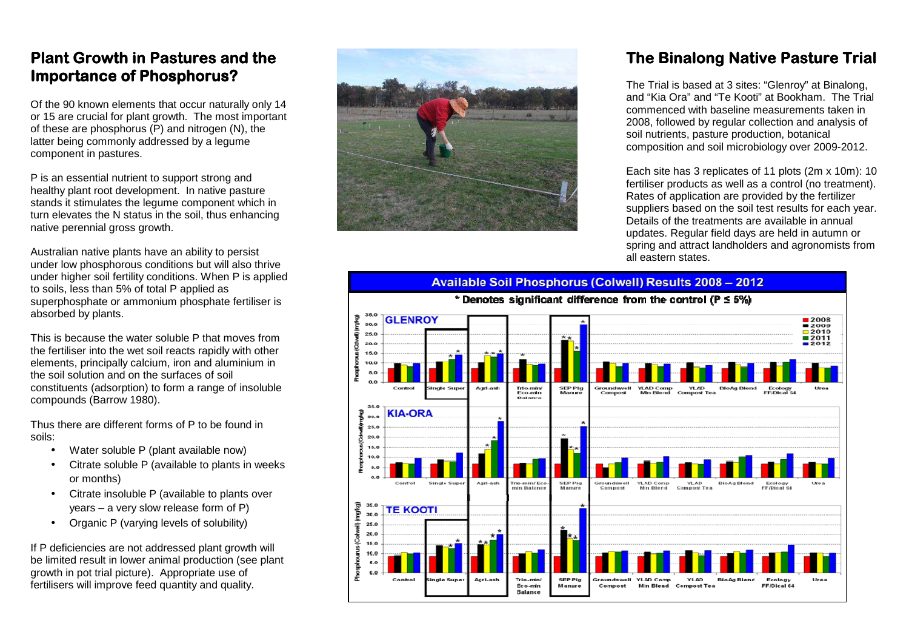## Plant Growth in Pastures and the Importance of Phosphorus?

Of the 90 known elements that occur naturally only 14 or 15 are crucial for plant growth. The most important of these are phosphorus (P) and nitrogen (N), the latter being commonly addressed by a legume component in pastures.

P is an essential nutrient to support strong and healthy plant root development. In native pasture stands it stimulates the legume component which in turn elevates the N status in the soil, thus enhancing native perennial gross growth.

Australian native plants have an ability to persist under low phosphorous conditions but will also thrive under higher soil fertility conditions. When P is applied to soils, less than 5% of total P applied as superphosphate or ammonium phosphate fertiliser is absorbed by plants.

This is because the water soluble P that moves from the fertiliser into the wet soil reacts rapidly with other elements, principally calcium, iron and aluminium in the soil solution and on the surfaces of soil constituents (adsorption) to form a range of insoluble compounds (Barrow 1980).

Thus there are different forms of P to be found in soils:

- Water soluble P (plant available now)
- Citrate soluble P (available to plants in weeks or months)
- Citrate insoluble P (available to plants over years – a very slow release form of P)
- Organic P (varying levels of solubility)

If P deficiencies are not addressed plant growth will be limited result in lower animal production (see plant growth in pot trial picture). Appropriate use of fertilisers will improve feed quantity and quality.

## The Binalong Native Pasture Trial

The Trial is based at 3 sites: "Glenroy" at Binalong, and "Kia Ora" and "Te Kooti" at Bookham. The Trial commenced with baseline measurements taken in 2008, followed by regular collection and analysis of soil nutrients, pasture production, botanical composition and soil microbiology over 2009-2012.

Each site has 3 replicates of 11 plots (2m x 10m): 10 fertiliser products as well as a control (no treatment). Rates of application are provided by the fertilizer suppliers based on the soil test results for each year. Details of the treatments are available in annual updates. Regular field days are held in autumn or spring and attract landholders and agronomists from all eastern states.

**Available Soil Phosphorus (Colwell) Results 2008 – 2012**

* Denotes significant difference from the control (P ≤ 5%)

GLENROY

KIA-ORA

TE KOOTI

Phosphorus (Colwell) (mg/kg)

0.0, 5.0, 10.0, 15.0, 20.0, 25.0, 30.0, 35.0

Legend: 2008, 2009, 2010, 2011, 2012

Control, Single Super, Agri-ash, Trio-min/Eco-min Balance, SEP Pig Manure, Groundswell Compost, YLAD Comp Min Blend, YLAD Compost Tea, BioAg Blend, Ecology FF/Dical 64, Urea